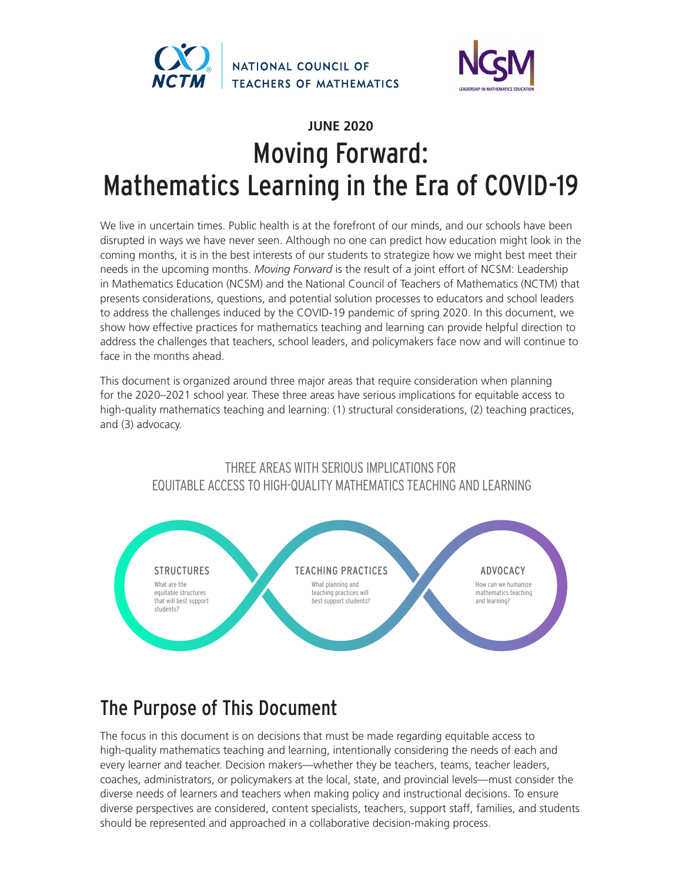NATIONAL COUNCIL OF TEACHERS OF MATHEMATICS

NCSM LEADERSHIP IN MATHEMATICS EDUCATION

**JUNE 2020**

# Moving Forward: Mathematics Learning in the Era of COVID-19

We live in uncertain times. Public health is at the forefront of our minds, and our schools have been disrupted in ways we have never seen. Although no one can predict how education might look in the coming months, it is in the best interests of our students to strategize how we might best meet their needs in the upcoming months. *Moving Forward* is the result of a joint effort of NCSM: Leadership in Mathematics Education (NCSM) and the National Council of Teachers of Mathematics (NCTM) that presents considerations, questions, and potential solution processes to educators and school leaders to address the challenges induced by the COVID-19 pandemic of spring 2020. In this document, we show how effective practices for mathematics teaching and learning can provide helpful direction to address the challenges that teachers, school leaders, and policymakers face now and will continue to face in the months ahead.

This document is organized around three major areas that require consideration when planning for the 2020–2021 school year. These three areas have serious implications for equitable access to high-quality mathematics teaching and learning: (1) structural considerations, (2) teaching practices, and (3) advocacy.

THREE AREAS WITH SERIOUS IMPLICATIONS FOR EQUITABLE ACCESS TO HIGH-QUALITY MATHEMATICS TEACHING AND LEARNING

**STRUCTURES**
What are the equitable structures that will best support students?

**TEACHING PRACTICES**
What planning and teaching practices will best support students?

**ADVOCACY**
How can we humanize mathematics teaching and learning?

## The Purpose of This Document

The focus in this document is on decisions that must be made regarding equitable access to high-quality mathematics teaching and learning, intentionally considering the needs of each and every learner and teacher. Decision makers—whether they be teachers, teams, teacher leaders, coaches, administrators, or policymakers at the local, state, and provincial levels—must consider the diverse needs of learners and teachers when making policy and instructional decisions. To ensure diverse perspectives are considered, content specialists, teachers, support staff, families, and students should be represented and approached in a collaborative decision-making process.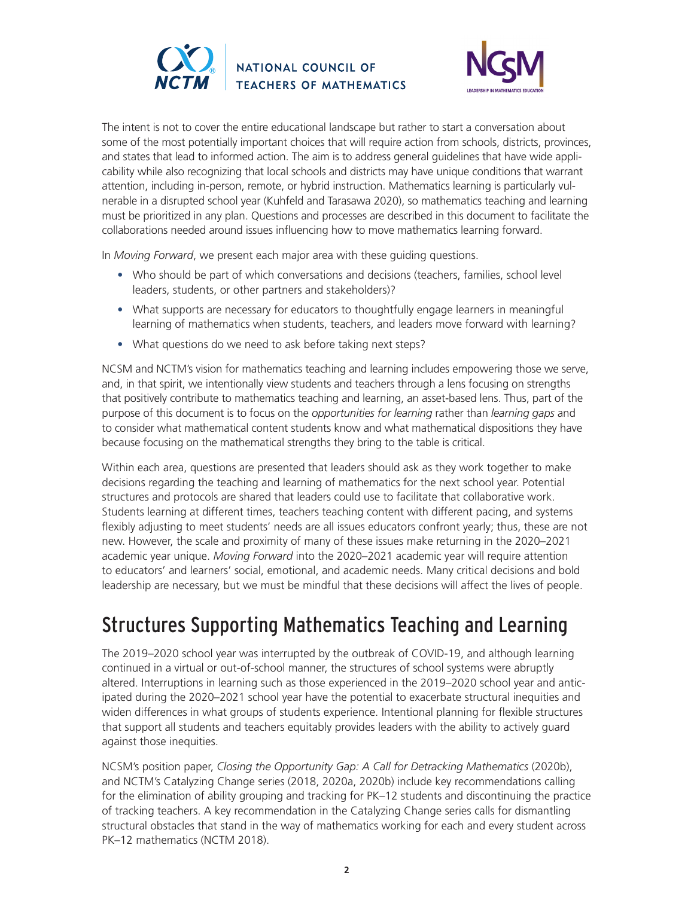The intent is not to cover the entire educational landscape but rather to start a conversation about some of the most potentially important choices that will require action from schools, districts, provinces, and states that lead to informed action. The aim is to address general guidelines that have wide applicability while also recognizing that local schools and districts may have unique conditions that warrant attention, including in-person, remote, or hybrid instruction. Mathematics learning is particularly vulnerable in a disrupted school year (Kuhfeld and Tarasawa 2020), so mathematics teaching and learning must be prioritized in any plan. Questions and processes are described in this document to facilitate the collaborations needed around issues influencing how to move mathematics learning forward.

In *Moving Forward*, we present each major area with these guiding questions.

- Who should be part of which conversations and decisions (teachers, families, school level leaders, students, or other partners and stakeholders)?
- What supports are necessary for educators to thoughtfully engage learners in meaningful learning of mathematics when students, teachers, and leaders move forward with learning?
- What questions do we need to ask before taking next steps?

NCSM and NCTM's vision for mathematics teaching and learning includes empowering those we serve, and, in that spirit, we intentionally view students and teachers through a lens focusing on strengths that positively contribute to mathematics teaching and learning, an asset-based lens. Thus, part of the purpose of this document is to focus on the *opportunities for learning* rather than *learning gaps* and to consider what mathematical content students know and what mathematical dispositions they have because focusing on the mathematical strengths they bring to the table is critical.

Within each area, questions are presented that leaders should ask as they work together to make decisions regarding the teaching and learning of mathematics for the next school year. Potential structures and protocols are shared that leaders could use to facilitate that collaborative work. Students learning at different times, teachers teaching content with different pacing, and systems flexibly adjusting to meet students' needs are all issues educators confront yearly; thus, these are not new. However, the scale and proximity of many of these issues make returning in the 2020–2021 academic year unique. *Moving Forward* into the 2020–2021 academic year will require attention to educators' and learners' social, emotional, and academic needs. Many critical decisions and bold leadership are necessary, but we must be mindful that these decisions will affect the lives of people.

## Structures Supporting Mathematics Teaching and Learning

The 2019–2020 school year was interrupted by the outbreak of COVID-19, and although learning continued in a virtual or out-of-school manner, the structures of school systems were abruptly altered. Interruptions in learning such as those experienced in the 2019–2020 school year and anticipated during the 2020–2021 school year have the potential to exacerbate structural inequities and widen differences in what groups of students experience. Intentional planning for flexible structures that support all students and teachers equitably provides leaders with the ability to actively guard against those inequities.

NCSM's position paper, *Closing the Opportunity Gap: A Call for Detracking Mathematics* (2020b), and NCTM's Catalyzing Change series (2018, 2020a, 2020b) include key recommendations calling for the elimination of ability grouping and tracking for PK–12 students and discontinuing the practice of tracking teachers. A key recommendation in the Catalyzing Change series calls for dismantling structural obstacles that stand in the way of mathematics working for each and every student across PK–12 mathematics (NCTM 2018).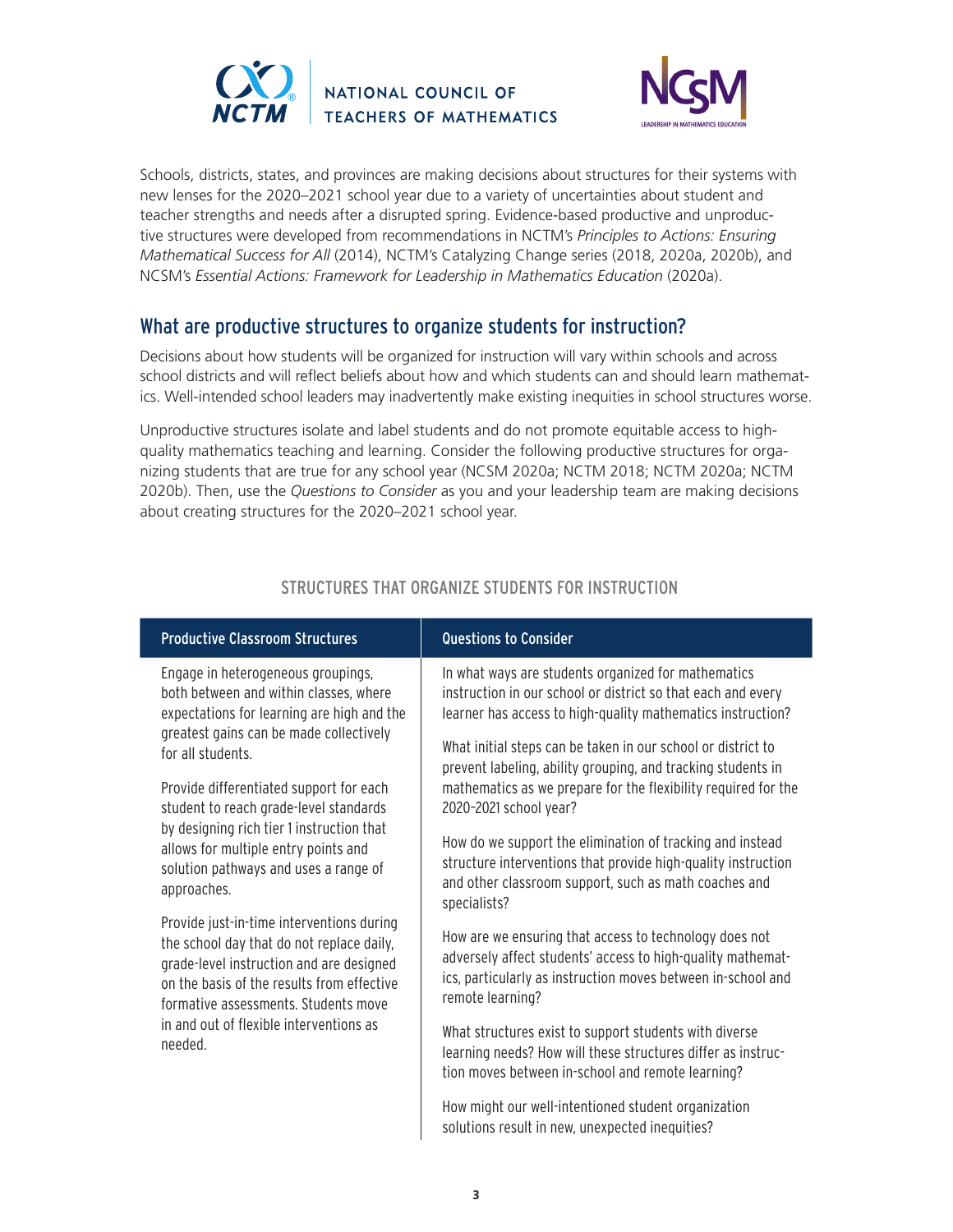Schools, districts, states, and provinces are making decisions about structures for their systems with new lenses for the 2020–2021 school year due to a variety of uncertainties about student and teacher strengths and needs after a disrupted spring. Evidence-based productive and unproductive structures were developed from recommendations in NCTM's *Principles to Actions: Ensuring Mathematical Success for All* (2014), NCTM's Catalyzing Change series (2018, 2020a, 2020b), and NCSM's *Essential Actions: Framework for Leadership in Mathematics Education* (2020a).

## What are productive structures to organize students for instruction?

Decisions about how students will be organized for instruction will vary within schools and across school districts and will reflect beliefs about how and which students can and should learn mathematics. Well-intended school leaders may inadvertently make existing inequities in school structures worse.

Unproductive structures isolate and label students and do not promote equitable access to high-quality mathematics teaching and learning. Consider the following productive structures for organizing students that are true for any school year (NCSM 2020a; NCTM 2018; NCTM 2020a; NCTM 2020b). Then, use the *Questions to Consider* as you and your leadership team are making decisions about creating structures for the 2020–2021 school year.

### STRUCTURES THAT ORGANIZE STUDENTS FOR INSTRUCTION

| Productive Classroom Structures | Questions to Consider |
| --- | --- |
| Engage in heterogeneous groupings, both between and within classes, where expectations for learning are high and the greatest gains can be made collectively for all students.<br><br>Provide differentiated support for each student to reach grade-level standards by designing rich tier 1 instruction that allows for multiple entry points and solution pathways and uses a range of approaches.<br><br>Provide just-in-time interventions during the school day that do not replace daily, grade-level instruction and are designed on the basis of the results from effective formative assessments. Students move in and out of flexible interventions as needed. | In what ways are students organized for mathematics instruction in our school or district so that each and every learner has access to high-quality mathematics instruction?<br><br>What initial steps can be taken in our school or district to prevent labeling, ability grouping, and tracking students in mathematics as we prepare for the flexibility required for the 2020–2021 school year?<br><br>How do we support the elimination of tracking and instead structure interventions that provide high-quality instruction and other classroom support, such as math coaches and specialists?<br><br>How are we ensuring that access to technology does not adversely affect students' access to high-quality mathematics, particularly as instruction moves between in-school and remote learning?<br><br>What structures exist to support students with diverse learning needs? How will these structures differ as instruction moves between in-school and remote learning?<br><br>How might our well-intentioned student organization solutions result in new, unexpected inequities? |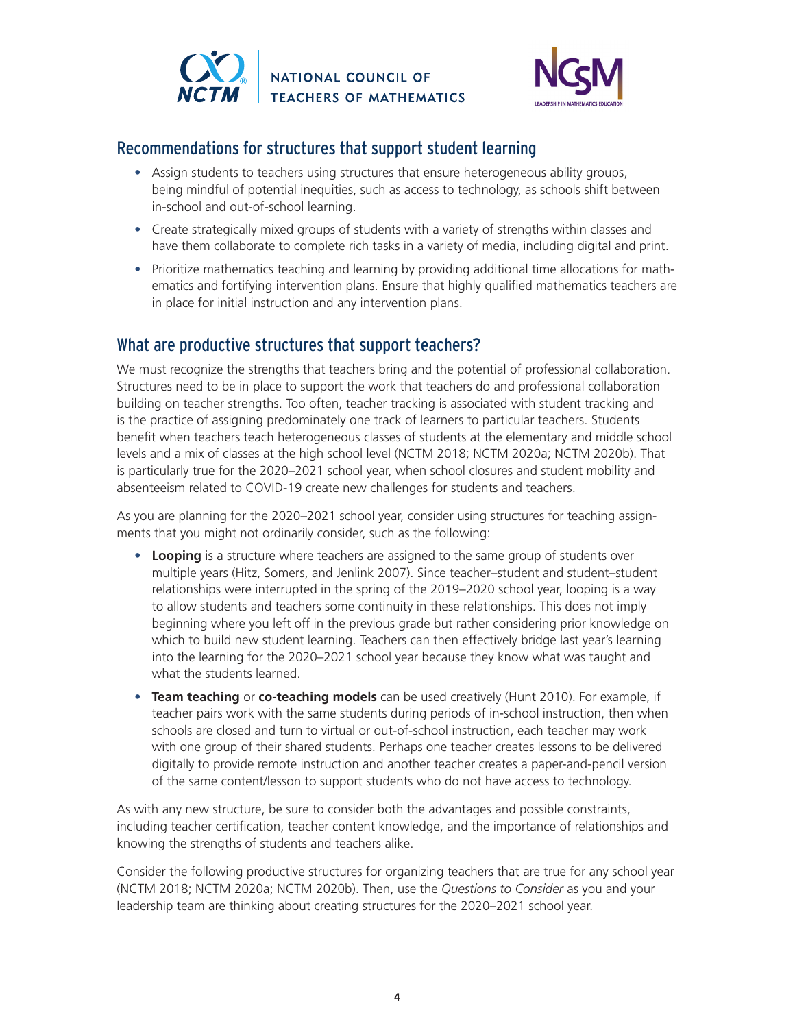## Recommendations for structures that support student learning

- Assign students to teachers using structures that ensure heterogeneous ability groups, being mindful of potential inequities, such as access to technology, as schools shift between in-school and out-of-school learning.
- Create strategically mixed groups of students with a variety of strengths within classes and have them collaborate to complete rich tasks in a variety of media, including digital and print.
- Prioritize mathematics teaching and learning by providing additional time allocations for mathematics and fortifying intervention plans. Ensure that highly qualified mathematics teachers are in place for initial instruction and any intervention plans.

## What are productive structures that support teachers?

We must recognize the strengths that teachers bring and the potential of professional collaboration. Structures need to be in place to support the work that teachers do and professional collaboration building on teacher strengths. Too often, teacher tracking is associated with student tracking and is the practice of assigning predominately one track of learners to particular teachers. Students benefit when teachers teach heterogeneous classes of students at the elementary and middle school levels and a mix of classes at the high school level (NCTM 2018; NCTM 2020a; NCTM 2020b). That is particularly true for the 2020–2021 school year, when school closures and student mobility and absenteeism related to COVID-19 create new challenges for students and teachers.

As you are planning for the 2020–2021 school year, consider using structures for teaching assignments that you might not ordinarily consider, such as the following:

- **Looping** is a structure where teachers are assigned to the same group of students over multiple years (Hitz, Somers, and Jenlink 2007). Since teacher–student and student–student relationships were interrupted in the spring of the 2019–2020 school year, looping is a way to allow students and teachers some continuity in these relationships. This does not imply beginning where you left off in the previous grade but rather considering prior knowledge on which to build new student learning. Teachers can then effectively bridge last year's learning into the learning for the 2020–2021 school year because they know what was taught and what the students learned.
- **Team teaching** or **co-teaching models** can be used creatively (Hunt 2010). For example, if teacher pairs work with the same students during periods of in-school instruction, then when schools are closed and turn to virtual or out-of-school instruction, each teacher may work with one group of their shared students. Perhaps one teacher creates lessons to be delivered digitally to provide remote instruction and another teacher creates a paper-and-pencil version of the same content/lesson to support students who do not have access to technology.

As with any new structure, be sure to consider both the advantages and possible constraints, including teacher certification, teacher content knowledge, and the importance of relationships and knowing the strengths of students and teachers alike.

Consider the following productive structures for organizing teachers that are true for any school year (NCTM 2018; NCTM 2020a; NCTM 2020b). Then, use the *Questions to Consider* as you and your leadership team are thinking about creating structures for the 2020–2021 school year.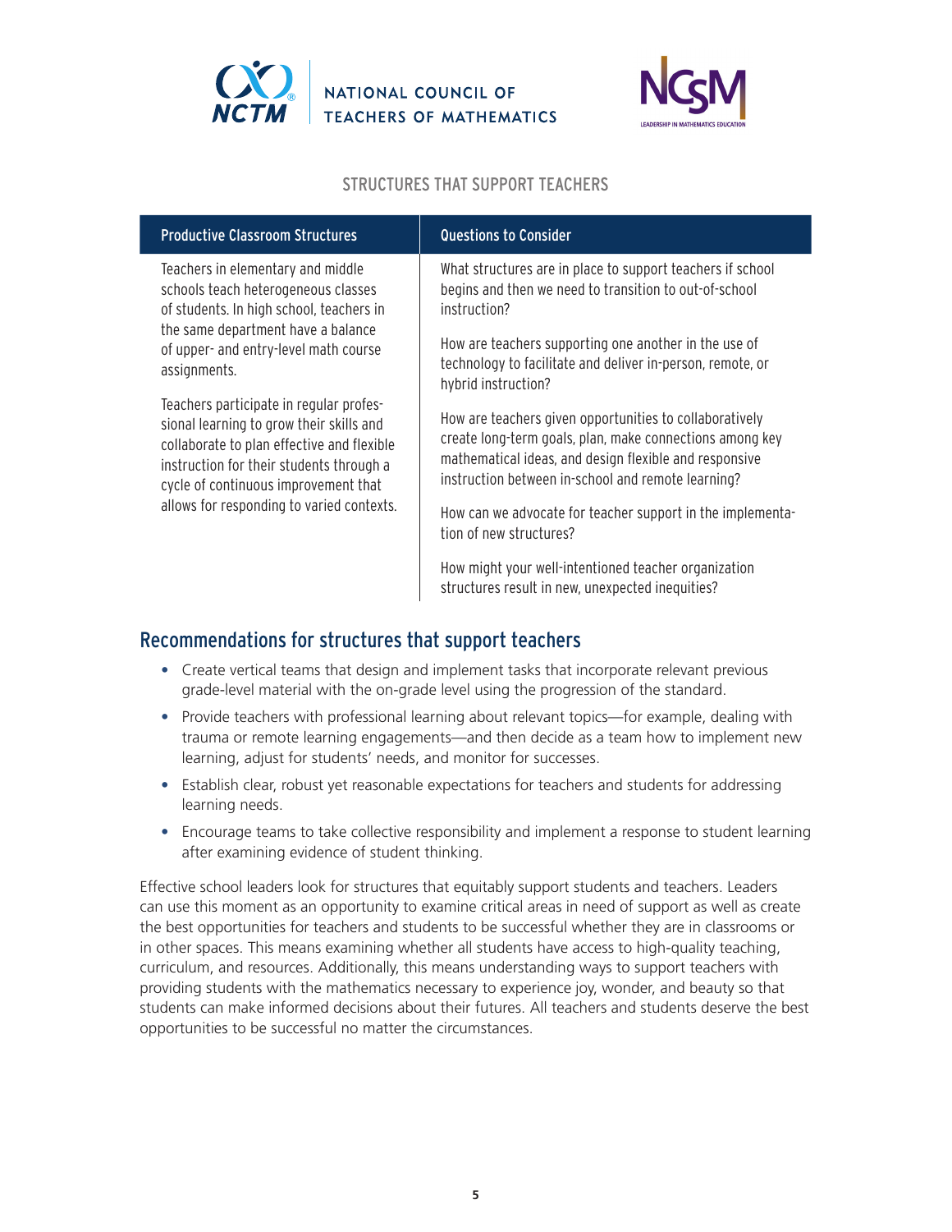NATIONAL COUNCIL OF TEACHERS OF MATHEMATICS

NCSM LEADERSHIP IN MATHEMATICS EDUCATION

### STRUCTURES THAT SUPPORT TEACHERS

| Productive Classroom Structures | Questions to Consider |
|---|---|
| Teachers in elementary and middle schools teach heterogeneous classes of students. In high school, teachers in the same department have a balance of upper- and entry-level math course assignments.<br><br>Teachers participate in regular professional learning to grow their skills and collaborate to plan effective and flexible instruction for their students through a cycle of continuous improvement that allows for responding to varied contexts. | What structures are in place to support teachers if school begins and then we need to transition to out-of-school instruction?<br><br>How are teachers supporting one another in the use of technology to facilitate and deliver in-person, remote, or hybrid instruction?<br><br>How are teachers given opportunities to collaboratively create long-term goals, plan, make connections among key mathematical ideas, and design flexible and responsive instruction between in-school and remote learning?<br><br>How can we advocate for teacher support in the implementation of new structures?<br><br>How might your well-intentioned teacher organization structures result in new, unexpected inequities? |

## Recommendations for structures that support teachers

- Create vertical teams that design and implement tasks that incorporate relevant previous grade-level material with the on-grade level using the progression of the standard.
- Provide teachers with professional learning about relevant topics—for example, dealing with trauma or remote learning engagements—and then decide as a team how to implement new learning, adjust for students' needs, and monitor for successes.
- Establish clear, robust yet reasonable expectations for teachers and students for addressing learning needs.
- Encourage teams to take collective responsibility and implement a response to student learning after examining evidence of student thinking.

Effective school leaders look for structures that equitably support students and teachers. Leaders can use this moment as an opportunity to examine critical areas in need of support as well as create the best opportunities for teachers and students to be successful whether they are in classrooms or in other spaces. This means examining whether all students have access to high-quality teaching, curriculum, and resources. Additionally, this means understanding ways to support teachers with providing students with the mathematics necessary to experience joy, wonder, and beauty so that students can make informed decisions about their futures. All teachers and students deserve the best opportunities to be successful no matter the circumstances.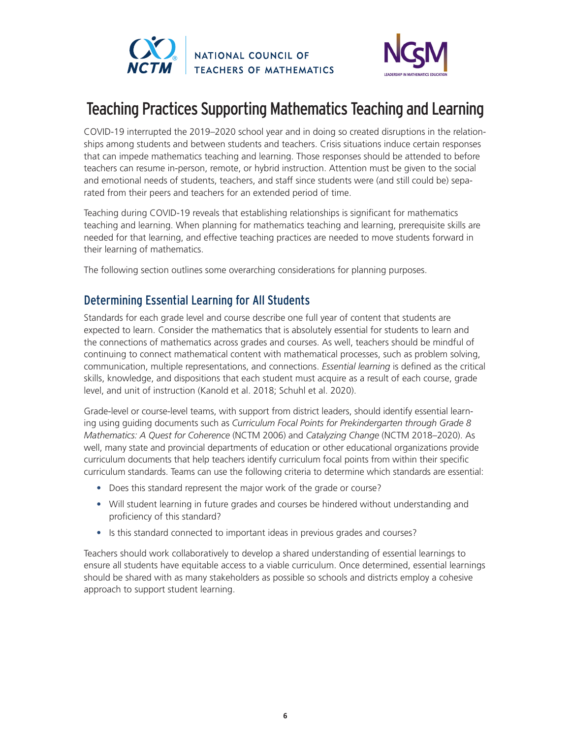# Teaching Practices Supporting Mathematics Teaching and Learning

COVID-19 interrupted the 2019–2020 school year and in doing so created disruptions in the relationships among students and between students and teachers. Crisis situations induce certain responses that can impede mathematics teaching and learning. Those responses should be attended to before teachers can resume in-person, remote, or hybrid instruction. Attention must be given to the social and emotional needs of students, teachers, and staff since students were (and still could be) separated from their peers and teachers for an extended period of time.

Teaching during COVID-19 reveals that establishing relationships is significant for mathematics teaching and learning. When planning for mathematics teaching and learning, prerequisite skills are needed for that learning, and effective teaching practices are needed to move students forward in their learning of mathematics.

The following section outlines some overarching considerations for planning purposes.

## Determining Essential Learning for All Students

Standards for each grade level and course describe one full year of content that students are expected to learn. Consider the mathematics that is absolutely essential for students to learn and the connections of mathematics across grades and courses. As well, teachers should be mindful of continuing to connect mathematical content with mathematical processes, such as problem solving, communication, multiple representations, and connections. *Essential learning* is defined as the critical skills, knowledge, and dispositions that each student must acquire as a result of each course, grade level, and unit of instruction (Kanold et al. 2018; Schuhl et al. 2020).

Grade-level or course-level teams, with support from district leaders, should identify essential learning using guiding documents such as *Curriculum Focal Points for Prekindergarten through Grade 8 Mathematics: A Quest for Coherence* (NCTM 2006) and *Catalyzing Change* (NCTM 2018–2020). As well, many state and provincial departments of education or other educational organizations provide curriculum documents that help teachers identify curriculum focal points from within their specific curriculum standards. Teams can use the following criteria to determine which standards are essential:

- Does this standard represent the major work of the grade or course?
- Will student learning in future grades and courses be hindered without understanding and proficiency of this standard?
- Is this standard connected to important ideas in previous grades and courses?

Teachers should work collaboratively to develop a shared understanding of essential learnings to ensure all students have equitable access to a viable curriculum. Once determined, essential learnings should be shared with as many stakeholders as possible so schools and districts employ a cohesive approach to support student learning.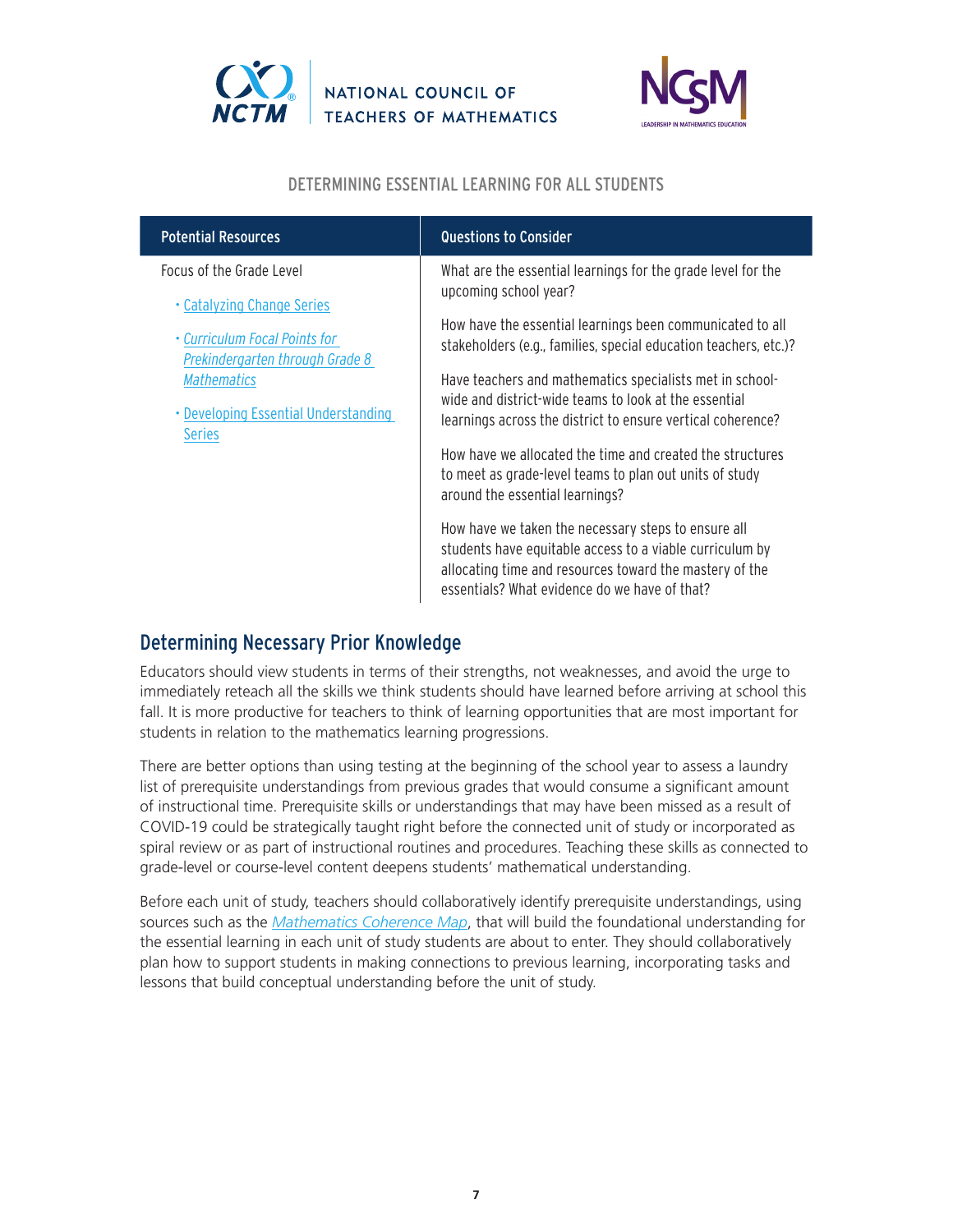## DETERMINING ESSENTIAL LEARNING FOR ALL STUDENTS

| Potential Resources | Questions to Consider |
|---|---|
| Focus of the Grade Level<br>• Catalyzing Change Series<br>• *Curriculum Focal Points for Prekindergarten through Grade 8 Mathematics*<br>• Developing Essential Understanding Series | What are the essential learnings for the grade level for the upcoming school year?<br><br>How have the essential learnings been communicated to all stakeholders (e.g., families, special education teachers, etc.)?<br><br>Have teachers and mathematics specialists met in school-wide and district-wide teams to look at the essential learnings across the district to ensure vertical coherence?<br><br>How have we allocated the time and created the structures to meet as grade-level teams to plan out units of study around the essential learnings?<br><br>How have we taken the necessary steps to ensure all students have equitable access to a viable curriculum by allocating time and resources toward the mastery of the essentials? What evidence do we have of that? |

## Determining Necessary Prior Knowledge

Educators should view students in terms of their strengths, not weaknesses, and avoid the urge to immediately reteach all the skills we think students should have learned before arriving at school this fall. It is more productive for teachers to think of learning opportunities that are most important for students in relation to the mathematics learning progressions.

There are better options than using testing at the beginning of the school year to assess a laundry list of prerequisite understandings from previous grades that would consume a significant amount of instructional time. Prerequisite skills or understandings that may have been missed as a result of COVID-19 could be strategically taught right before the connected unit of study or incorporated as spiral review or as part of instructional routines and procedures. Teaching these skills as connected to grade-level or course-level content deepens students' mathematical understanding.

Before each unit of study, teachers should collaboratively identify prerequisite understandings, using sources such as the *Mathematics Coherence Map*, that will build the foundational understanding for the essential learning in each unit of study students are about to enter. They should collaboratively plan how to support students in making connections to previous learning, incorporating tasks and lessons that build conceptual understanding before the unit of study.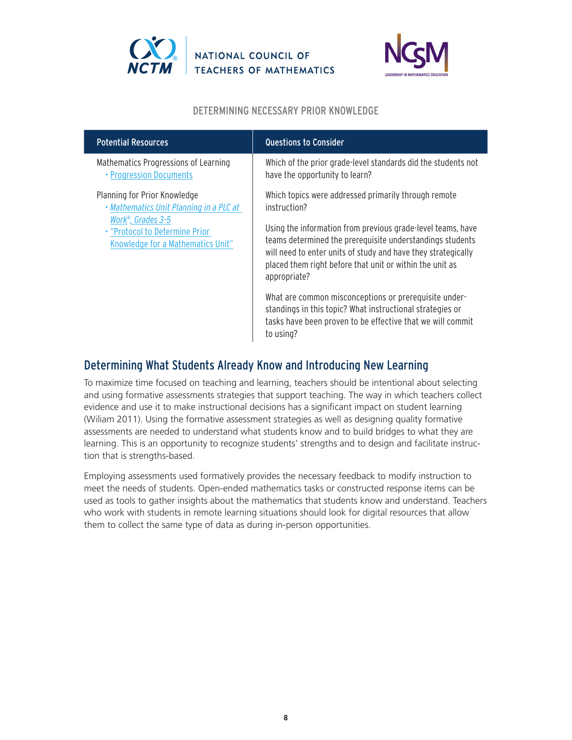DETERMINING NECESSARY PRIOR KNOWLEDGE

| Potential Resources | Questions to Consider |
| --- | --- |
| Mathematics Progressions of Learning<br>• Progression Documents | Which of the prior grade-level standards did the students not have the opportunity to learn? |
| Planning for Prior Knowledge<br>• *Mathematics Unit Planning in a PLC at Work®, Grades 3–5*<br>• "Protocol to Determine Prior Knowledge for a Mathematics Unit" | Which topics were addressed primarily through remote instruction?<br><br>Using the information from previous grade-level teams, have teams determined the prerequisite understandings students will need to enter units of study and have they strategically placed them right before that unit or within the unit as appropriate?<br><br>What are common misconceptions or prerequisite understandings in this topic? What instructional strategies or tasks have been proven to be effective that we will commit to using? |

## Determining What Students Already Know and Introducing New Learning

To maximize time focused on teaching and learning, teachers should be intentional about selecting and using formative assessments strategies that support teaching. The way in which teachers collect evidence and use it to make instructional decisions has a significant impact on student learning (Wiliam 2011). Using the formative assessment strategies as well as designing quality formative assessments are needed to understand what students know and to build bridges to what they are learning. This is an opportunity to recognize students' strengths and to design and facilitate instruction that is strengths-based.

Employing assessments used formatively provides the necessary feedback to modify instruction to meet the needs of students. Open-ended mathematics tasks or constructed response items can be used as tools to gather insights about the mathematics that students know and understand. Teachers who work with students in remote learning situations should look for digital resources that allow them to collect the same type of data as during in-person opportunities.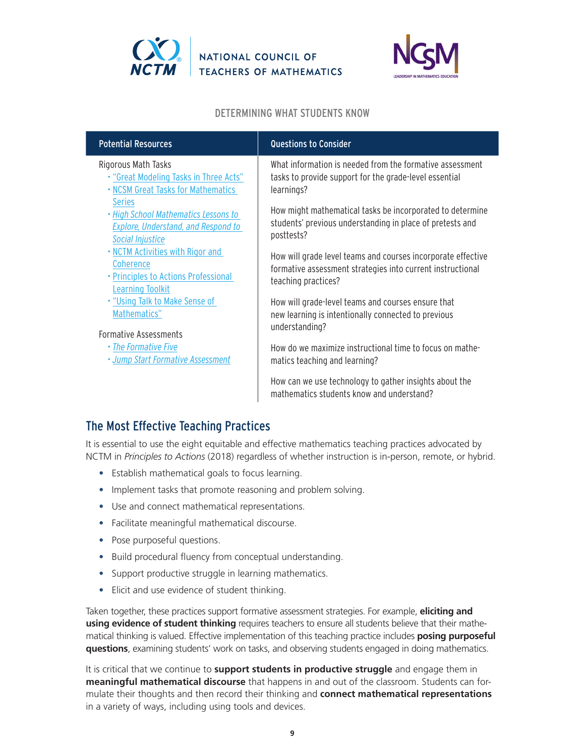DETERMINING WHAT STUDENTS KNOW

| Potential Resources | Questions to Consider |
| --- | --- |
| Rigorous Math Tasks<br>• "Great Modeling Tasks in Three Acts"<br>• NCSM Great Tasks for Mathematics Series<br>• *High School Mathematics Lessons to Explore, Understand, and Respond to Social Injustice*<br>• NCTM Activities with Rigor and Coherence<br>• Principles to Actions Professional Learning Toolkit<br>• "Using Talk to Make Sense of Mathematics"<br><br>Formative Assessments<br>• *The Formative Five*<br>• *Jump Start Formative Assessment* | What information is needed from the formative assessment tasks to provide support for the grade-level essential learnings?<br><br>How might mathematical tasks be incorporated to determine students' previous understanding in place of pretests and posttests?<br><br>How will grade level teams and courses incorporate effective formative assessment strategies into current instructional teaching practices?<br><br>How will grade-level teams and courses ensure that new learning is intentionally connected to previous understanding?<br><br>How do we maximize instructional time to focus on mathematics teaching and learning?<br><br>How can we use technology to gather insights about the mathematics students know and understand? |

## The Most Effective Teaching Practices

It is essential to use the eight equitable and effective mathematics teaching practices advocated by NCTM in *Principles to Actions* (2018) regardless of whether instruction is in-person, remote, or hybrid.

- Establish mathematical goals to focus learning.
- Implement tasks that promote reasoning and problem solving.
- Use and connect mathematical representations.
- Facilitate meaningful mathematical discourse.
- Pose purposeful questions.
- Build procedural fluency from conceptual understanding.
- Support productive struggle in learning mathematics.
- Elicit and use evidence of student thinking.

Taken together, these practices support formative assessment strategies. For example, **eliciting and using evidence of student thinking** requires teachers to ensure all students believe that their mathematical thinking is valued. Effective implementation of this teaching practice includes **posing purposeful questions**, examining students' work on tasks, and observing students engaged in doing mathematics.

It is critical that we continue to **support students in productive struggle** and engage them in **meaningful mathematical discourse** that happens in and out of the classroom. Students can formulate their thoughts and then record their thinking and **connect mathematical representations** in a variety of ways, including using tools and devices.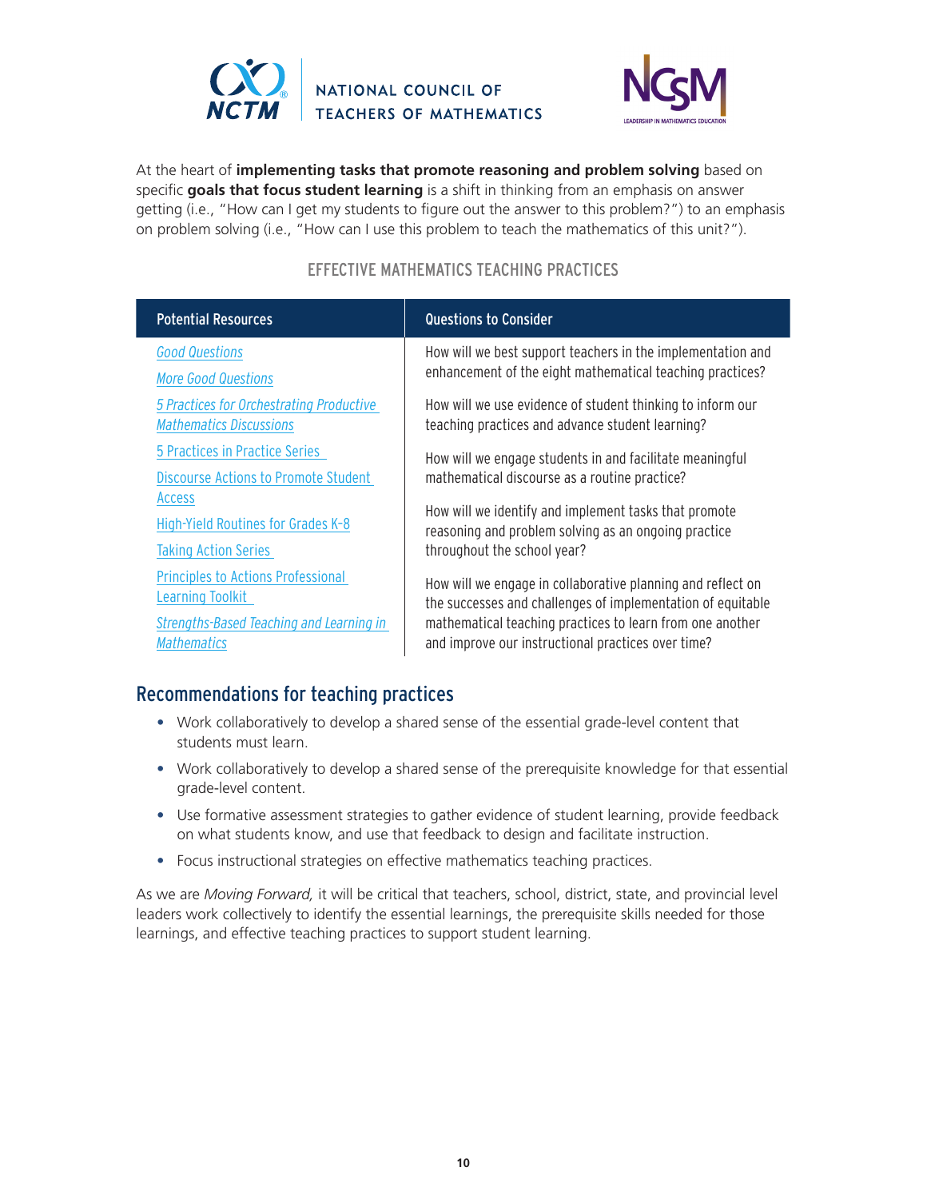At the heart of **implementing tasks that promote reasoning and problem solving** based on specific **goals that focus student learning** is a shift in thinking from an emphasis on answer getting (i.e., "How can I get my students to figure out the answer to this problem?") to an emphasis on problem solving (i.e., "How can I use this problem to teach the mathematics of this unit?").

### EFFECTIVE MATHEMATICS TEACHING PRACTICES

| Potential Resources | Questions to Consider |
|---|---|
| *Good Questions*<br>*More Good Questions*<br>*5 Practices for Orchestrating Productive Mathematics Discussions*<br>5 Practices in Practice Series<br>Discourse Actions to Promote Student Access<br>High-Yield Routines for Grades K-8<br>Taking Action Series<br>Principles to Actions Professional Learning Toolkit<br>*Strengths-Based Teaching and Learning in Mathematics* | How will we best support teachers in the implementation and enhancement of the eight mathematical teaching practices?<br>How will we use evidence of student thinking to inform our teaching practices and advance student learning?<br>How will we engage students in and facilitate meaningful mathematical discourse as a routine practice?<br>How will we identify and implement tasks that promote reasoning and problem solving as an ongoing practice throughout the school year?<br>How will we engage in collaborative planning and reflect on the successes and challenges of implementation of equitable mathematical teaching practices to learn from one another and improve our instructional practices over time? |

## Recommendations for teaching practices

- Work collaboratively to develop a shared sense of the essential grade-level content that students must learn.
- Work collaboratively to develop a shared sense of the prerequisite knowledge for that essential grade-level content.
- Use formative assessment strategies to gather evidence of student learning, provide feedback on what students know, and use that feedback to design and facilitate instruction.
- Focus instructional strategies on effective mathematics teaching practices.

As we are *Moving Forward,* it will be critical that teachers, school, district, state, and provincial level leaders work collectively to identify the essential learnings, the prerequisite skills needed for those learnings, and effective teaching practices to support student learning.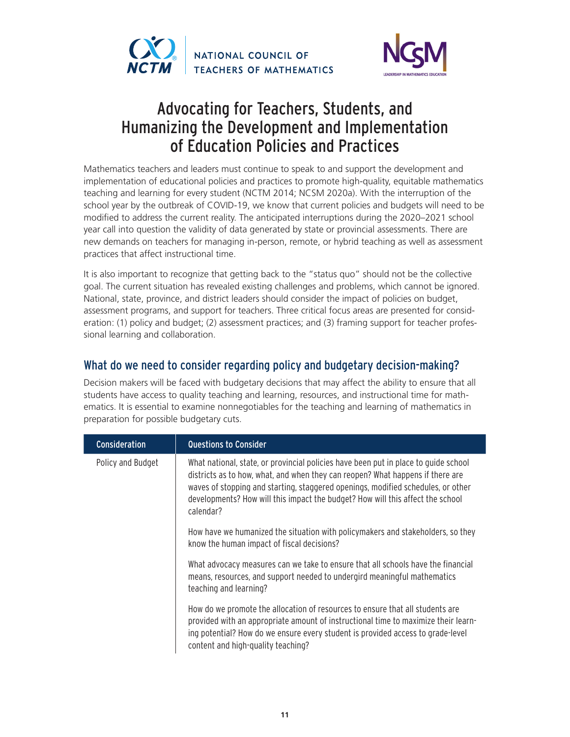# Advocating for Teachers, Students, and Humanizing the Development and Implementation of Education Policies and Practices

Mathematics teachers and leaders must continue to speak to and support the development and implementation of educational policies and practices to promote high-quality, equitable mathematics teaching and learning for every student (NCTM 2014; NCSM 2020a). With the interruption of the school year by the outbreak of COVID-19, we know that current policies and budgets will need to be modified to address the current reality. The anticipated interruptions during the 2020–2021 school year call into question the validity of data generated by state or provincial assessments. There are new demands on teachers for managing in-person, remote, or hybrid teaching as well as assessment practices that affect instructional time.

It is also important to recognize that getting back to the "status quo" should not be the collective goal. The current situation has revealed existing challenges and problems, which cannot be ignored. National, state, province, and district leaders should consider the impact of policies on budget, assessment programs, and support for teachers. Three critical focus areas are presented for consideration: (1) policy and budget; (2) assessment practices; and (3) framing support for teacher professional learning and collaboration.

## What do we need to consider regarding policy and budgetary decision-making?

Decision makers will be faced with budgetary decisions that may affect the ability to ensure that all students have access to quality teaching and learning, resources, and instructional time for mathematics. It is essential to examine nonnegotiables for the teaching and learning of mathematics in preparation for possible budgetary cuts.

| Consideration | Questions to Consider |
|---|---|
| Policy and Budget | What national, state, or provincial policies have been put in place to guide school districts as to how, what, and when they can reopen? What happens if there are waves of stopping and starting, staggered openings, modified schedules, or other developments? How will this impact the budget? How will this affect the school calendar? |
| | How have we humanized the situation with policymakers and stakeholders, so they know the human impact of fiscal decisions? |
| | What advocacy measures can we take to ensure that all schools have the financial means, resources, and support needed to undergird meaningful mathematics teaching and learning? |
| | How do we promote the allocation of resources to ensure that all students are provided with an appropriate amount of instructional time to maximize their learning potential? How do we ensure every student is provided access to grade-level content and high-quality teaching? |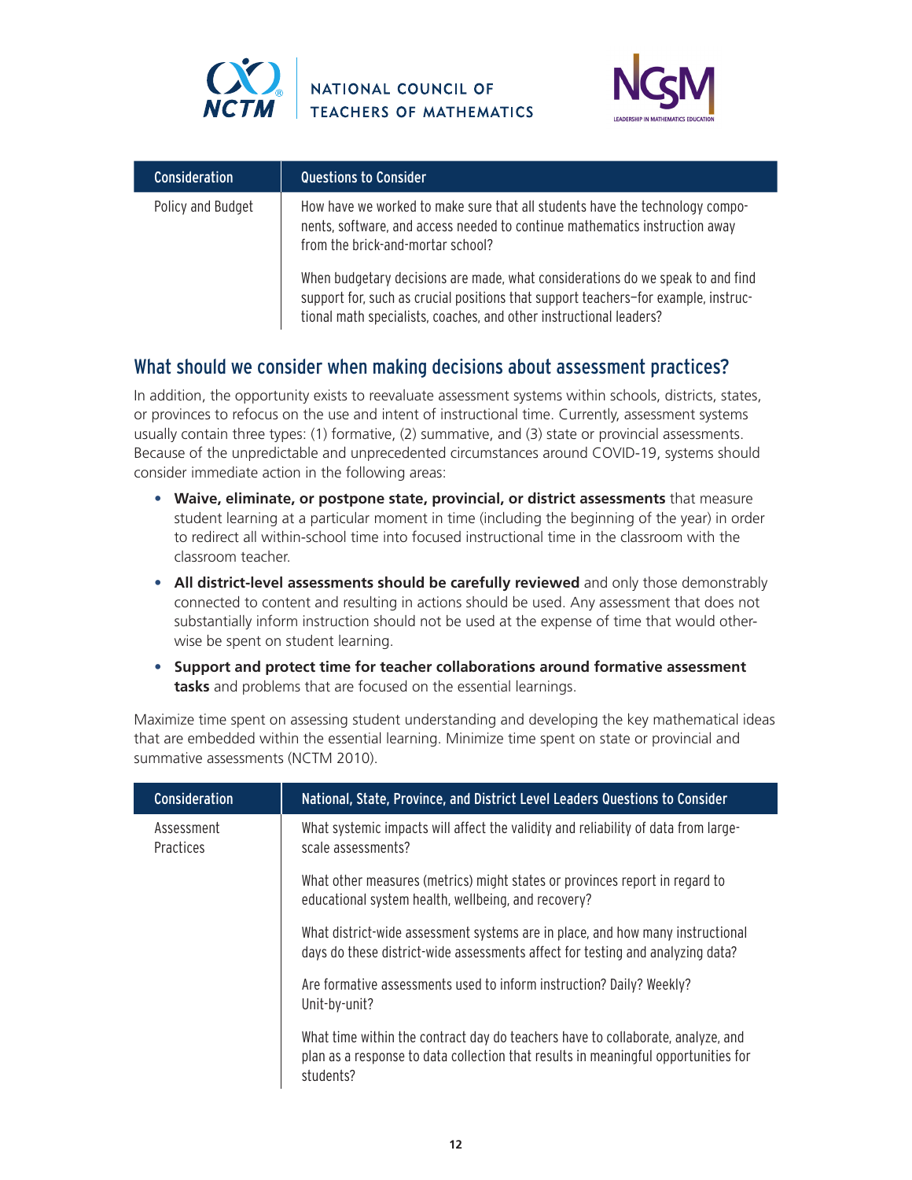| Consideration | Questions to Consider |
| --- | --- |
| Policy and Budget | How have we worked to make sure that all students have the technology components, software, and access needed to continue mathematics instruction away from the brick-and-mortar school? |
| | When budgetary decisions are made, what considerations do we speak to and find support for, such as crucial positions that support teachers—for example, instructional math specialists, coaches, and other instructional leaders? |

## What should we consider when making decisions about assessment practices?

In addition, the opportunity exists to reevaluate assessment systems within schools, districts, states, or provinces to refocus on the use and intent of instructional time. Currently, assessment systems usually contain three types: (1) formative, (2) summative, and (3) state or provincial assessments. Because of the unpredictable and unprecedented circumstances around COVID-19, systems should consider immediate action in the following areas:

- **Waive, eliminate, or postpone state, provincial, or district assessments** that measure student learning at a particular moment in time (including the beginning of the year) in order to redirect all within-school time into focused instructional time in the classroom with the classroom teacher.
- **All district-level assessments should be carefully reviewed** and only those demonstrably connected to content and resulting in actions should be used. Any assessment that does not substantially inform instruction should not be used at the expense of time that would otherwise be spent on student learning.
- **Support and protect time for teacher collaborations around formative assessment tasks** and problems that are focused on the essential learnings.

Maximize time spent on assessing student understanding and developing the key mathematical ideas that are embedded within the essential learning. Minimize time spent on state or provincial and summative assessments (NCTM 2010).

| Consideration | National, State, Province, and District Level Leaders Questions to Consider |
| --- | --- |
| Assessment Practices | What systemic impacts will affect the validity and reliability of data from large-scale assessments? |
| | What other measures (metrics) might states or provinces report in regard to educational system health, wellbeing, and recovery? |
| | What district-wide assessment systems are in place, and how many instructional days do these district-wide assessments affect for testing and analyzing data? |
| | Are formative assessments used to inform instruction? Daily? Weekly? Unit-by-unit? |
| | What time within the contract day do teachers have to collaborate, analyze, and plan as a response to data collection that results in meaningful opportunities for students? |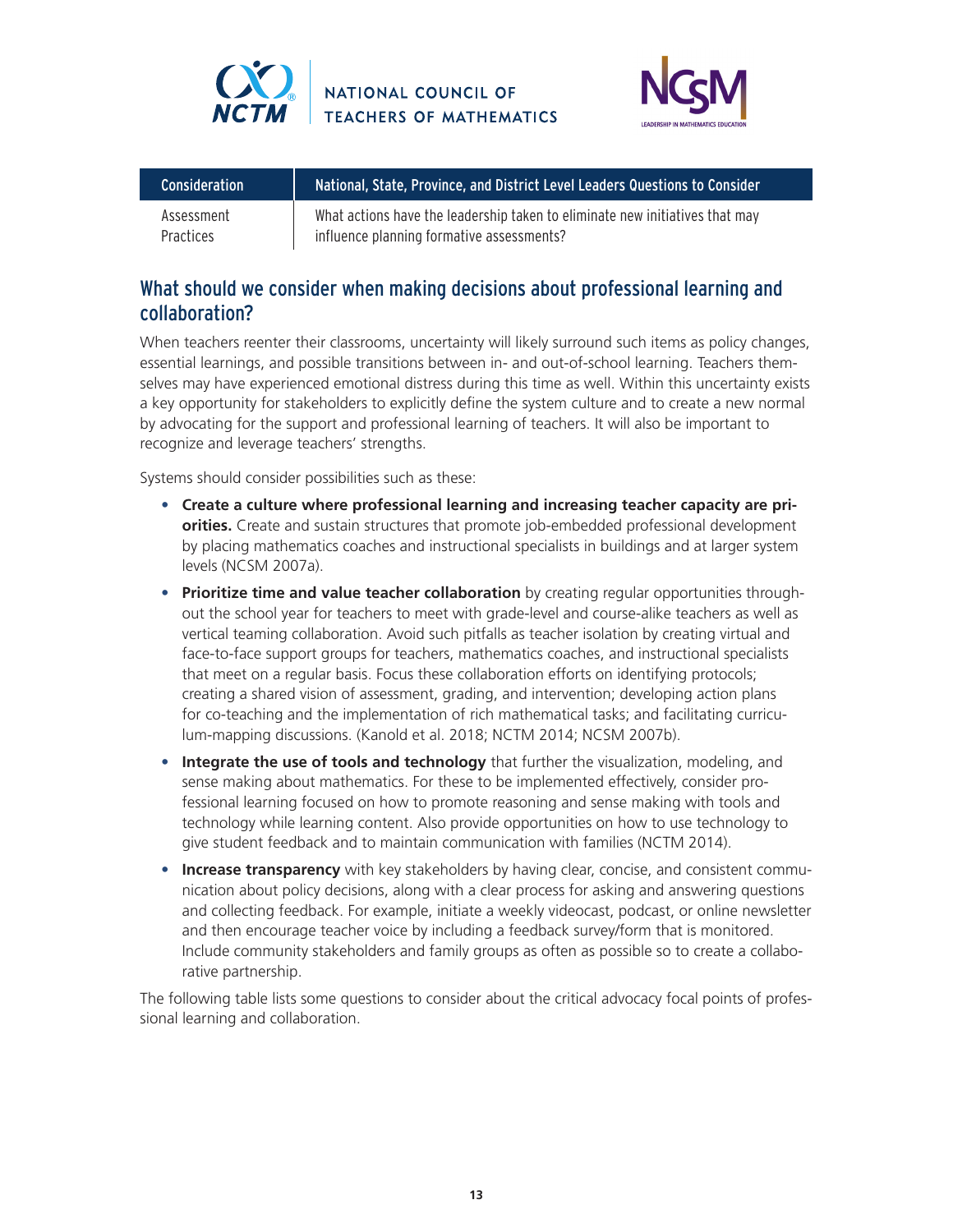| Consideration | National, State, Province, and District Level Leaders Questions to Consider |
|---|---|
| Assessment Practices | What actions have the leadership taken to eliminate new initiatives that may influence planning formative assessments? |

## What should we consider when making decisions about professional learning and collaboration?

When teachers reenter their classrooms, uncertainty will likely surround such items as policy changes, essential learnings, and possible transitions between in- and out-of-school learning. Teachers themselves may have experienced emotional distress during this time as well. Within this uncertainty exists a key opportunity for stakeholders to explicitly define the system culture and to create a new normal by advocating for the support and professional learning of teachers. It will also be important to recognize and leverage teachers' strengths.

Systems should consider possibilities such as these:

- **Create a culture where professional learning and increasing teacher capacity are priorities.** Create and sustain structures that promote job-embedded professional development by placing mathematics coaches and instructional specialists in buildings and at larger system levels (NCSM 2007a).
- **Prioritize time and value teacher collaboration** by creating regular opportunities throughout the school year for teachers to meet with grade-level and course-alike teachers as well as vertical teaming collaboration. Avoid such pitfalls as teacher isolation by creating virtual and face-to-face support groups for teachers, mathematics coaches, and instructional specialists that meet on a regular basis. Focus these collaboration efforts on identifying protocols; creating a shared vision of assessment, grading, and intervention; developing action plans for co-teaching and the implementation of rich mathematical tasks; and facilitating curriculum-mapping discussions. (Kanold et al. 2018; NCTM 2014; NCSM 2007b).
- **Integrate the use of tools and technology** that further the visualization, modeling, and sense making about mathematics. For these to be implemented effectively, consider professional learning focused on how to promote reasoning and sense making with tools and technology while learning content. Also provide opportunities on how to use technology to give student feedback and to maintain communication with families (NCTM 2014).
- **Increase transparency** with key stakeholders by having clear, concise, and consistent communication about policy decisions, along with a clear process for asking and answering questions and collecting feedback. For example, initiate a weekly videocast, podcast, or online newsletter and then encourage teacher voice by including a feedback survey/form that is monitored. Include community stakeholders and family groups as often as possible so to create a collaborative partnership.

The following table lists some questions to consider about the critical advocacy focal points of professional learning and collaboration.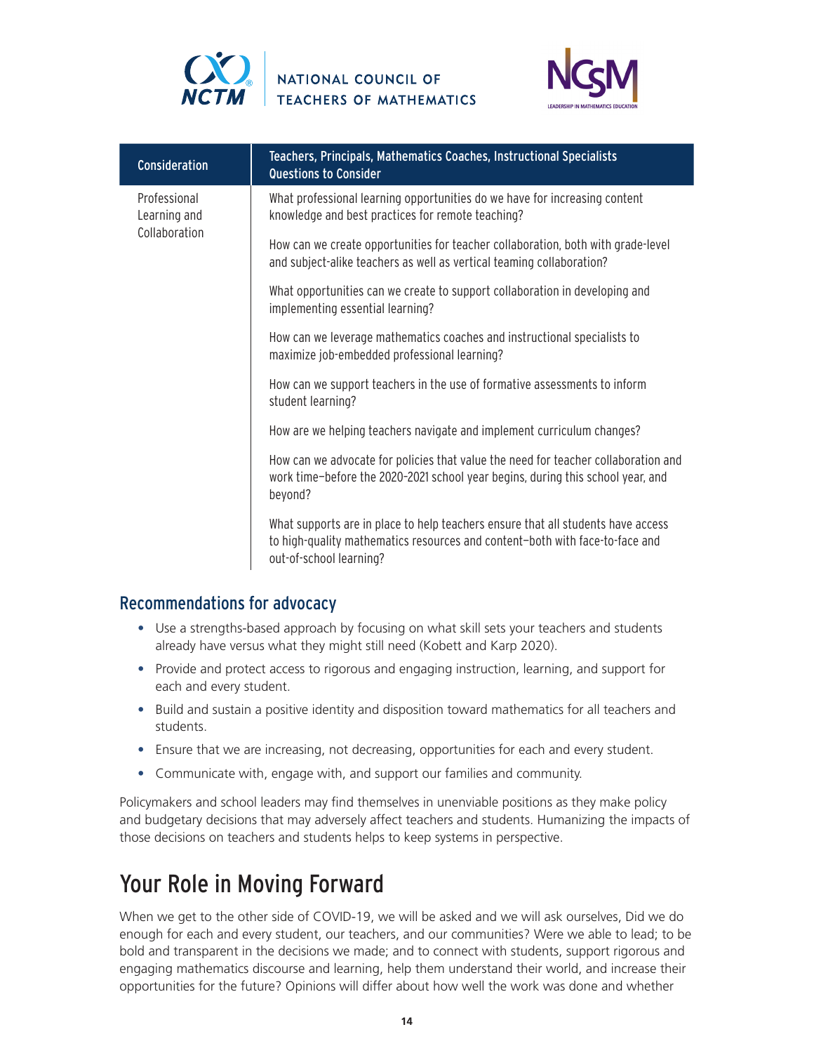| Consideration | Teachers, Principals, Mathematics Coaches, Instructional Specialists Questions to Consider |
| --- | --- |
| Professional Learning and Collaboration | What professional learning opportunities do we have for increasing content knowledge and best practices for remote teaching? |
| | How can we create opportunities for teacher collaboration, both with grade-level and subject-alike teachers as well as vertical teaming collaboration? |
| | What opportunities can we create to support collaboration in developing and implementing essential learning? |
| | How can we leverage mathematics coaches and instructional specialists to maximize job-embedded professional learning? |
| | How can we support teachers in the use of formative assessments to inform student learning? |
| | How are we helping teachers navigate and implement curriculum changes? |
| | How can we advocate for policies that value the need for teacher collaboration and work time—before the 2020–2021 school year begins, during this school year, and beyond? |
| | What supports are in place to help teachers ensure that all students have access to high-quality mathematics resources and content—both with face-to-face and out-of-school learning? |

## Recommendations for advocacy

- Use a strengths-based approach by focusing on what skill sets your teachers and students already have versus what they might still need (Kobett and Karp 2020).
- Provide and protect access to rigorous and engaging instruction, learning, and support for each and every student.
- Build and sustain a positive identity and disposition toward mathematics for all teachers and students.
- Ensure that we are increasing, not decreasing, opportunities for each and every student.
- Communicate with, engage with, and support our families and community.

Policymakers and school leaders may find themselves in unenviable positions as they make policy and budgetary decisions that may adversely affect teachers and students. Humanizing the impacts of those decisions on teachers and students helps to keep systems in perspective.

# Your Role in Moving Forward

When we get to the other side of COVID-19, we will be asked and we will ask ourselves, Did we do enough for each and every student, our teachers, and our communities? Were we able to lead; to be bold and transparent in the decisions we made; and to connect with students, support rigorous and engaging mathematics discourse and learning, help them understand their world, and increase their opportunities for the future? Opinions will differ about how well the work was done and whether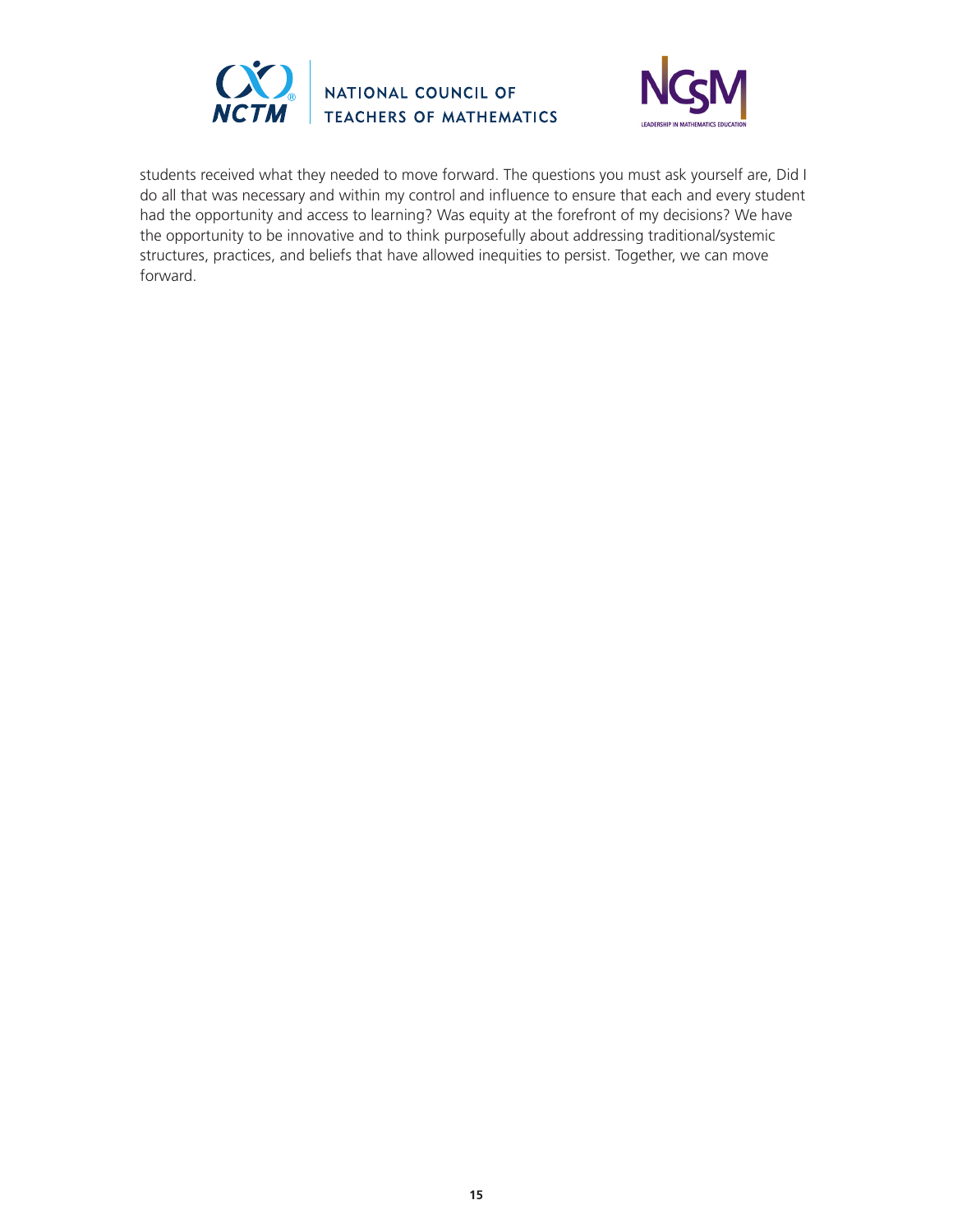students received what they needed to move forward. The questions you must ask yourself are, Did I do all that was necessary and within my control and influence to ensure that each and every student had the opportunity and access to learning? Was equity at the forefront of my decisions? We have the opportunity to be innovative and to think purposefully about addressing traditional/systemic structures, practices, and beliefs that have allowed inequities to persist. Together, we can move forward.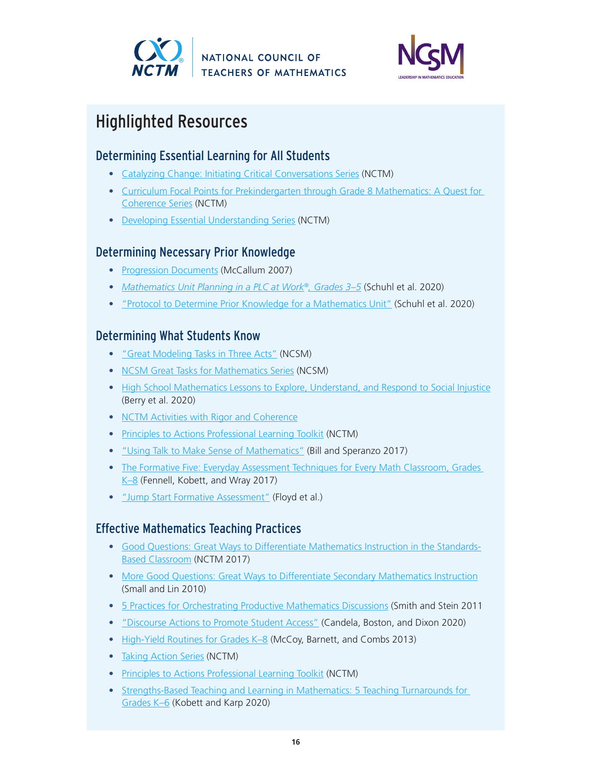# Highlighted Resources

## Determining Essential Learning for All Students

- Catalyzing Change: Initiating Critical Conversations Series (NCTM)
- Curriculum Focal Points for Prekindergarten through Grade 8 Mathematics: A Quest for Coherence Series (NCTM)
- Developing Essential Understanding Series (NCTM)

## Determining Necessary Prior Knowledge

- Progression Documents (McCallum 2007)
- *Mathematics Unit Planning in a PLC at Work®, Grades 3–5* (Schuhl et al. 2020)
- "Protocol to Determine Prior Knowledge for a Mathematics Unit" (Schuhl et al. 2020)

## Determining What Students Know

- "Great Modeling Tasks in Three Acts" (NCSM)
- NCSM Great Tasks for Mathematics Series (NCSM)
- High School Mathematics Lessons to Explore, Understand, and Respond to Social Injustice (Berry et al. 2020)
- NCTM Activities with Rigor and Coherence
- Principles to Actions Professional Learning Toolkit (NCTM)
- "Using Talk to Make Sense of Mathematics" (Bill and Speranzo 2017)
- The Formative Five: Everyday Assessment Techniques for Every Math Classroom, Grades K–8 (Fennell, Kobett, and Wray 2017)
- "Jump Start Formative Assessment" (Floyd et al.)

## Effective Mathematics Teaching Practices

- Good Questions: Great Ways to Differentiate Mathematics Instruction in the Standards-Based Classroom (NCTM 2017)
- More Good Questions: Great Ways to Differentiate Secondary Mathematics Instruction (Small and Lin 2010)
- 5 Practices for Orchestrating Productive Mathematics Discussions (Smith and Stein 2011
- "Discourse Actions to Promote Student Access" (Candela, Boston, and Dixon 2020)
- High-Yield Routines for Grades K–8 (McCoy, Barnett, and Combs 2013)
- Taking Action Series (NCTM)
- Principles to Actions Professional Learning Toolkit (NCTM)
- Strengths-Based Teaching and Learning in Mathematics: 5 Teaching Turnarounds for Grades K–6 (Kobett and Karp 2020)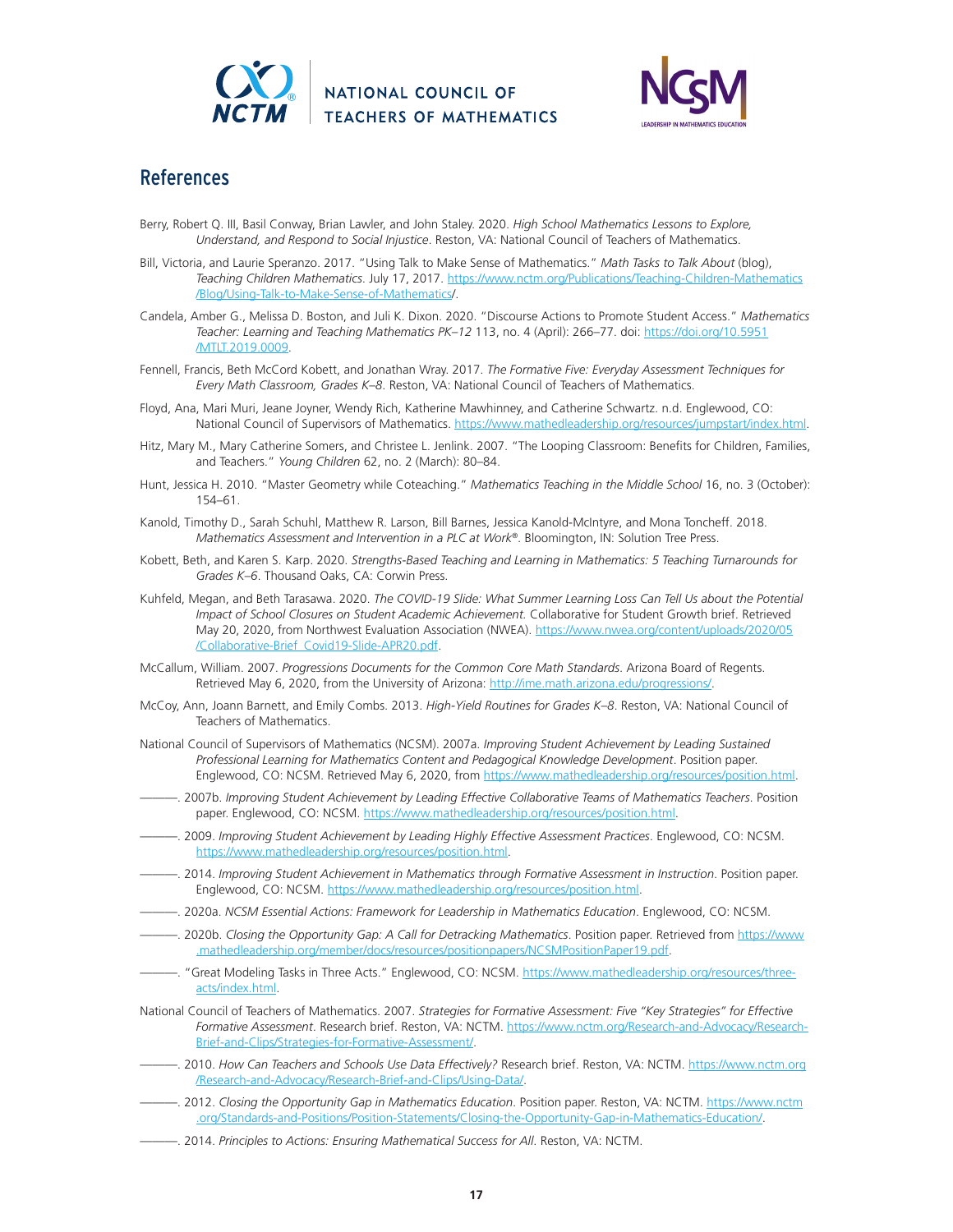## References

Berry, Robert Q. III, Basil Conway, Brian Lawler, and John Staley. 2020. *High School Mathematics Lessons to Explore, Understand, and Respond to Social Injustice*. Reston, VA: National Council of Teachers of Mathematics.

Bill, Victoria, and Laurie Speranzo. 2017. "Using Talk to Make Sense of Mathematics." *Math Tasks to Talk About* (blog), *Teaching Children Mathematics*. July 17, 2017. https://www.nctm.org/Publications/Teaching-Children-Mathematics/Blog/Using-Talk-to-Make-Sense-of-Mathematics/.

Candela, Amber G., Melissa D. Boston, and Juli K. Dixon. 2020. "Discourse Actions to Promote Student Access." *Mathematics Teacher: Learning and Teaching Mathematics PK–12* 113, no. 4 (April): 266–77. doi: https://doi.org/10.5951/MTLT.2019.0009.

Fennell, Francis, Beth McCord Kobett, and Jonathan Wray. 2017. *The Formative Five: Everyday Assessment Techniques for Every Math Classroom, Grades K–8*. Reston, VA: National Council of Teachers of Mathematics.

Floyd, Ana, Mari Muri, Jeane Joyner, Wendy Rich, Katherine Mawhinney, and Catherine Schwartz. n.d. Englewood, CO: National Council of Supervisors of Mathematics. https://www.mathedleadership.org/resources/jumpstart/index.html.

Hitz, Mary M., Mary Catherine Somers, and Christee L. Jenlink. 2007. "The Looping Classroom: Benefits for Children, Families, and Teachers." *Young Children* 62, no. 2 (March): 80–84.

Hunt, Jessica H. 2010. "Master Geometry while Coteaching." *Mathematics Teaching in the Middle School* 16, no. 3 (October): 154–61.

Kanold, Timothy D., Sarah Schuhl, Matthew R. Larson, Bill Barnes, Jessica Kanold-McIntyre, and Mona Toncheff. 2018. *Mathematics Assessment and Intervention in a PLC at Work®*. Bloomington, IN: Solution Tree Press.

Kobett, Beth, and Karen S. Karp. 2020. *Strengths-Based Teaching and Learning in Mathematics: 5 Teaching Turnarounds for Grades K–6*. Thousand Oaks, CA: Corwin Press.

Kuhfeld, Megan, and Beth Tarasawa. 2020. *The COVID-19 Slide: What Summer Learning Loss Can Tell Us about the Potential Impact of School Closures on Student Academic Achievement.* Collaborative for Student Growth brief. Retrieved May 20, 2020, from Northwest Evaluation Association (NWEA). https://www.nwea.org/content/uploads/2020/05/Collaborative-Brief_Covid19-Slide-APR20.pdf.

McCallum, William. 2007. *Progressions Documents for the Common Core Math Standards*. Arizona Board of Regents. Retrieved May 6, 2020, from the University of Arizona: http://ime.math.arizona.edu/progressions/.

McCoy, Ann, Joann Barnett, and Emily Combs. 2013. *High-Yield Routines for Grades K–8*. Reston, VA: National Council of Teachers of Mathematics.

National Council of Supervisors of Mathematics (NCSM). 2007a. *Improving Student Achievement by Leading Sustained Professional Learning for Mathematics Content and Pedagogical Knowledge Development*. Position paper. Englewood, CO: NCSM. Retrieved May 6, 2020, from https://www.mathedleadership.org/resources/position.html.

———. 2007b. *Improving Student Achievement by Leading Effective Collaborative Teams of Mathematics Teachers*. Position paper. Englewood, CO: NCSM. https://www.mathedleadership.org/resources/position.html.

———. 2009. *Improving Student Achievement by Leading Highly Effective Assessment Practices*. Englewood, CO: NCSM. https://www.mathedleadership.org/resources/position.html.

———. 2014. *Improving Student Achievement in Mathematics through Formative Assessment in Instruction*. Position paper. Englewood, CO: NCSM. https://www.mathedleadership.org/resources/position.html.

———. 2020a. *NCSM Essential Actions: Framework for Leadership in Mathematics Education*. Englewood, CO: NCSM.

———. 2020b. *Closing the Opportunity Gap: A Call for Detracking Mathematics*. Position paper. Retrieved from https://www.mathedleadership.org/member/docs/resources/positionpapers/NCSMPositionPaper19.pdf.

———. "Great Modeling Tasks in Three Acts." Englewood, CO: NCSM. https://www.mathedleadership.org/resources/three-acts/index.html.

National Council of Teachers of Mathematics. 2007. *Strategies for Formative Assessment: Five "Key Strategies" for Effective Formative Assessment*. Research brief. Reston, VA: NCTM. https://www.nctm.org/Research-and-Advocacy/Research-Brief-and-Clips/Strategies-for-Formative-Assessment/.

———. 2010. *How Can Teachers and Schools Use Data Effectively?* Research brief. Reston, VA: NCTM. https://www.nctm.org/Research-and-Advocacy/Research-Brief-and-Clips/Using-Data/.

———. 2012. *Closing the Opportunity Gap in Mathematics Education*. Position paper. Reston, VA: NCTM. https://www.nctm.org/Standards-and-Positions/Position-Statements/Closing-the-Opportunity-Gap-in-Mathematics-Education/.

———. 2014. *Principles to Actions: Ensuring Mathematical Success for All*. Reston, VA: NCTM.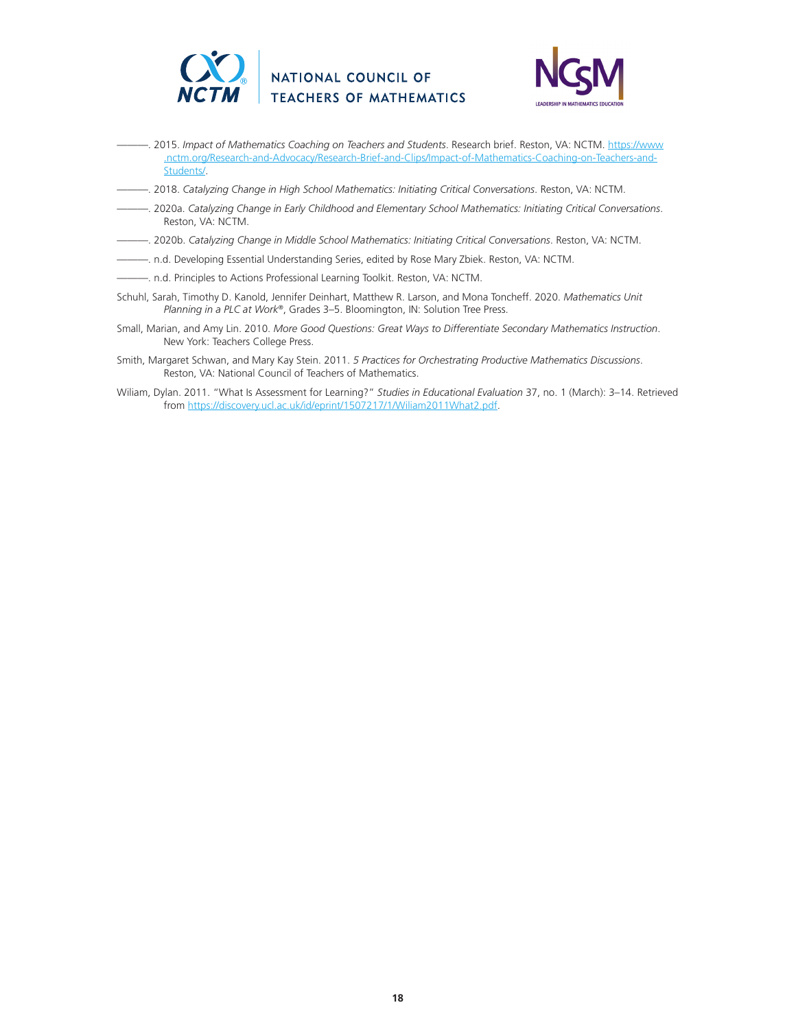———. 2015. *Impact of Mathematics Coaching on Teachers and Students*. Research brief. Reston, VA: NCTM. https://www.nctm.org/Research-and-Advocacy/Research-Brief-and-Clips/Impact-of-Mathematics-Coaching-on-Teachers-and-Students/.

———. 2018. *Catalyzing Change in High School Mathematics: Initiating Critical Conversations*. Reston, VA: NCTM.

———. 2020a. *Catalyzing Change in Early Childhood and Elementary School Mathematics: Initiating Critical Conversations*. Reston, VA: NCTM.

———. 2020b. *Catalyzing Change in Middle School Mathematics: Initiating Critical Conversations*. Reston, VA: NCTM.

———. n.d. Developing Essential Understanding Series, edited by Rose Mary Zbiek. Reston, VA: NCTM.

———. n.d. Principles to Actions Professional Learning Toolkit. Reston, VA: NCTM.

Schuhl, Sarah, Timothy D. Kanold, Jennifer Deinhart, Matthew R. Larson, and Mona Toncheff. 2020. *Mathematics Unit Planning in a PLC at Work®*, Grades 3–5. Bloomington, IN: Solution Tree Press.

Small, Marian, and Amy Lin. 2010. *More Good Questions: Great Ways to Differentiate Secondary Mathematics Instruction*. New York: Teachers College Press.

Smith, Margaret Schwan, and Mary Kay Stein. 2011. *5 Practices for Orchestrating Productive Mathematics Discussions*. Reston, VA: National Council of Teachers of Mathematics.

Wiliam, Dylan. 2011. "What Is Assessment for Learning?" *Studies in Educational Evaluation* 37, no. 1 (March): 3–14. Retrieved from https://discovery.ucl.ac.uk/id/eprint/1507217/1/Wiliam2011What2.pdf.